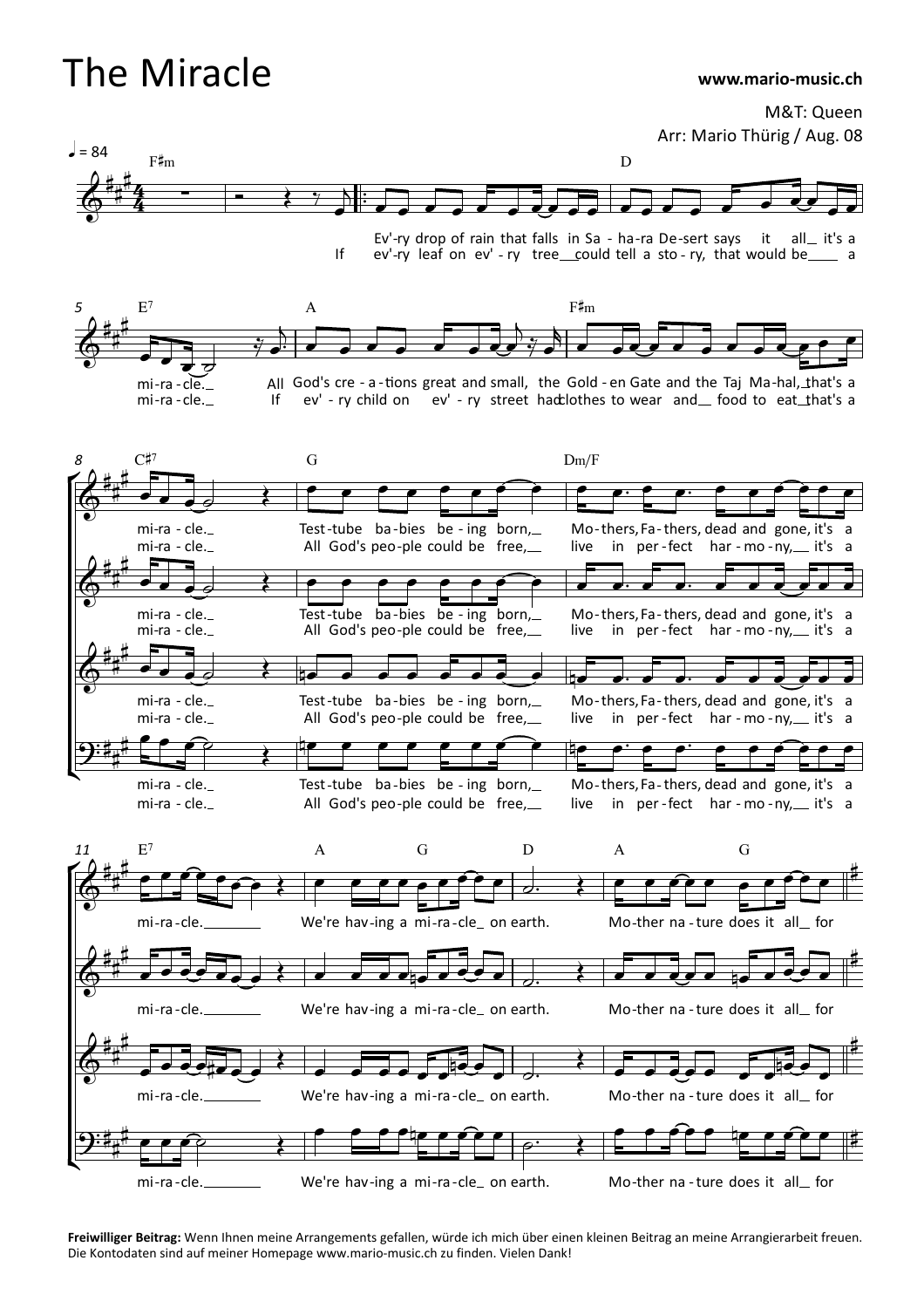# The Miracle

**www.mario-music.ch**

M&T: Queen

Arr: Mario Thürig / Aug. 08

**Freiwilliger Beitrag:** Wenn Ihnen meine Arrangements gefallen, würde ich mich über einen kleinen Beitrag an meine Arrangierarbeit freuen. Die Kontodaten sind auf meiner Homepage www.mario-music.ch zu finden. Vielen Dank!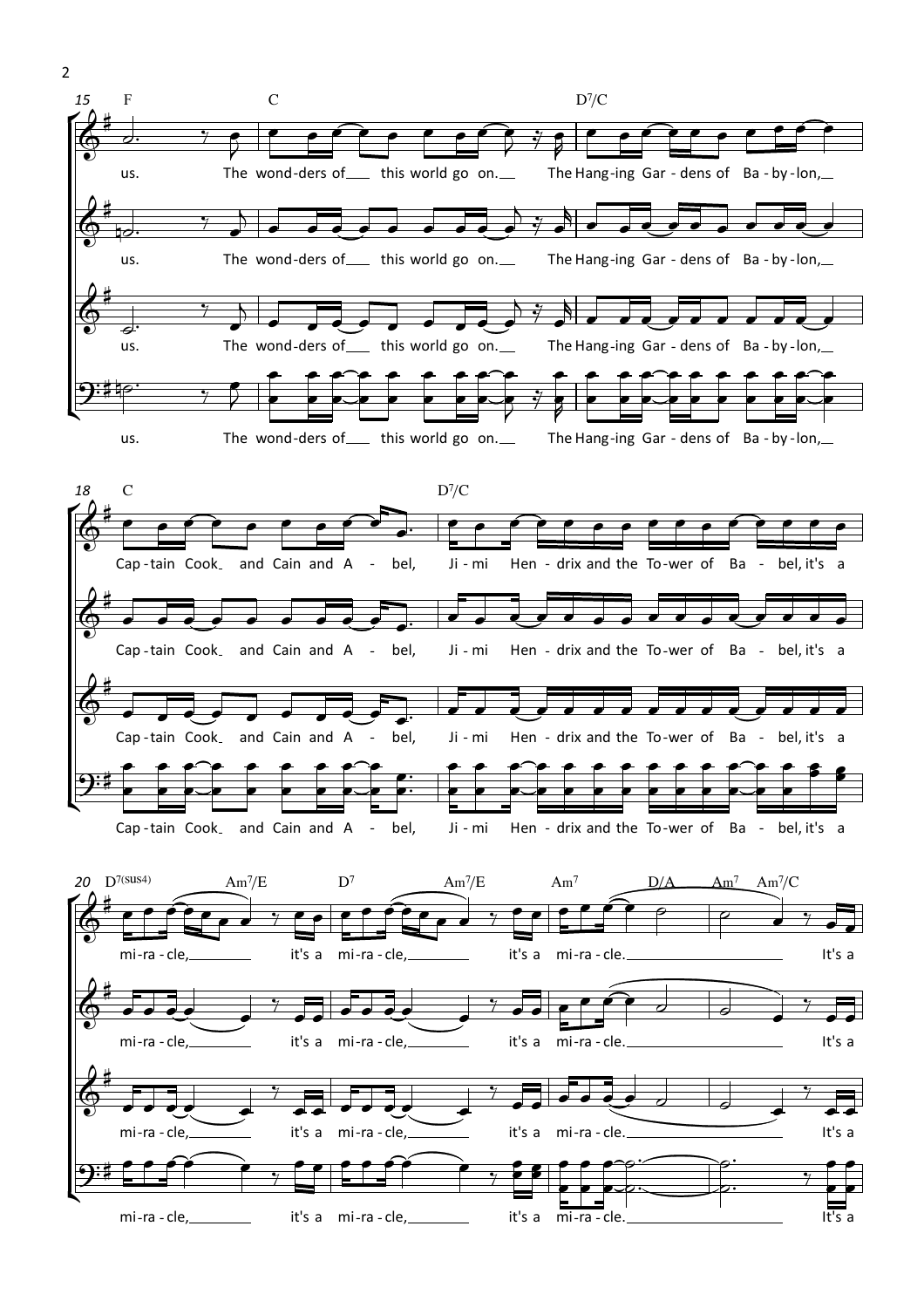15 F C D7/C

us. The wond-ders of ___ this world go on. ___ The Hang-ing Gar - dens of Ba - by - lon, ___

18 C D7/C

Cap - tain Cook and Cain and A - bel, Ji - mi Hen - drix and the To - wer of Ba - bel, it's a

20 D7(sus4) Am7/E D7 Am7/E Am7 D/A Am7 Am7/C

mi - ra - cle, ___ it's a mi - ra - cle, ___ it's a mi - ra - cle. ___ It's a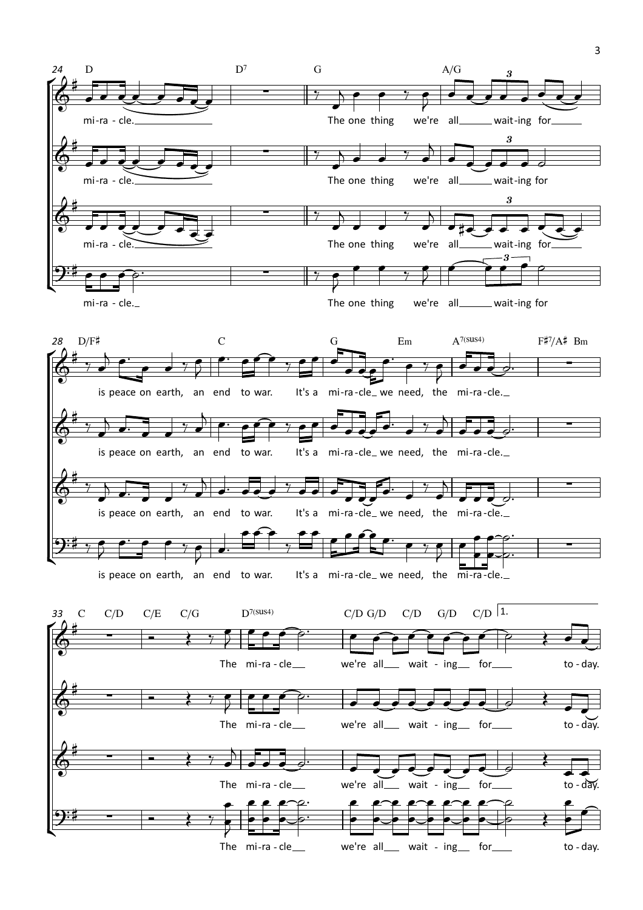24 D D7 G A/G

mi-ra - cle. The one thing we're all wait-ing for

mi-ra - cle. The one thing we're all wait-ing for

mi-ra - cle. The one thing we're all wait-ing for

mi-ra - cle. The one thing we're all wait-ing for

28 D/F♯ C G Em A7(sus4) F♯7/A♯ Bm

is peace on earth, an end to war. It's a mi-ra-cle we need, the mi-ra-cle.

is peace on earth, an end to war. It's a mi-ra-cle we need, the mi-ra-cle.

is peace on earth, an end to war. It's a mi-ra-cle we need, the mi-ra-cle.

is peace on earth, an end to war. It's a mi-ra-cle we need, the mi-ra-cle.

33 C C/D C/E C/G D7(sus4) C/D G/D C/D G/D C/D 1.

The mi-ra - cle we're all wait - ing for to - day.

The mi-ra - cle we're all wait - ing for to - day.

The mi-ra - cle we're all wait - ing for to - day.

The mi-ra - cle we're all wait - ing for to - day.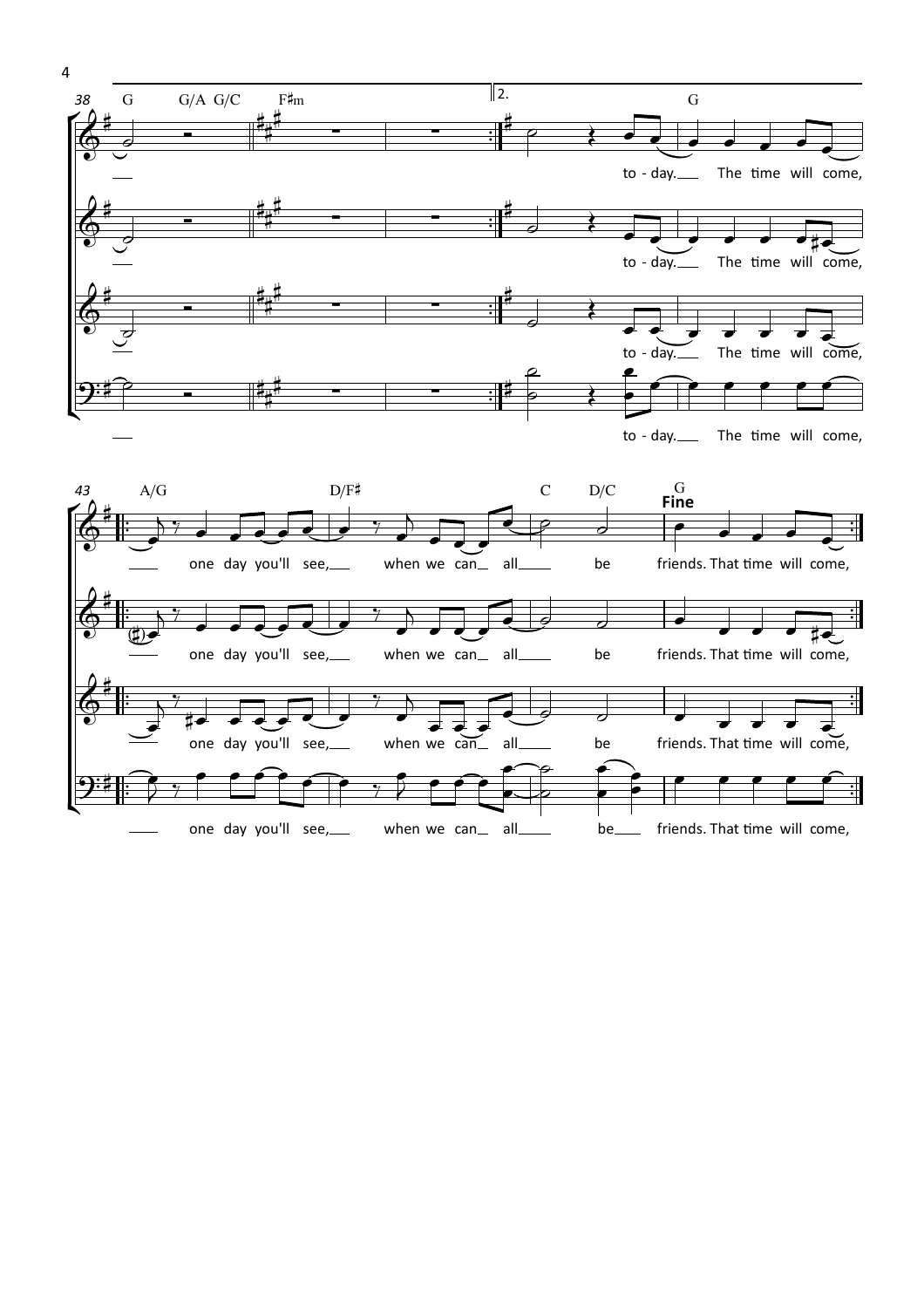38 G G/A G/C F♯m

2. G

to - day. The time will come,

43 A/G D/F♯ C D/C G

**Fine**

one day you'll see, when we can all be friends. That time will come,